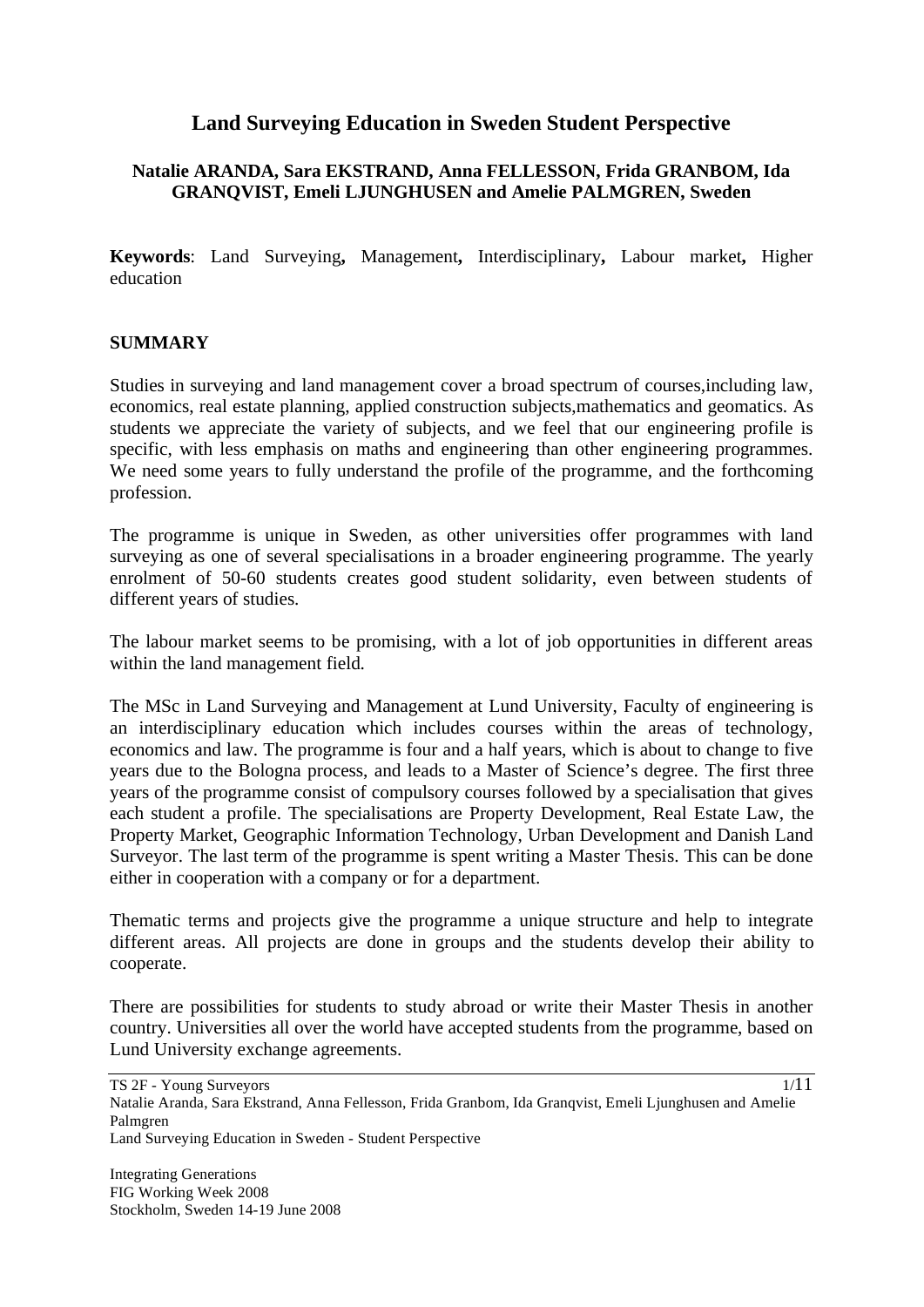# Land Surveying Education in Sweden Student Perspective

**Natalie ARANDA, Sara EKSTRAND, Anna FELLESSON, Frida GRANBOM, Ida GRANQVIST, Emeli LJUNGHUSEN and Amelie PALMGREN, Sweden**

**Keywords**: Land Surveying**,** Management**,** Interdisciplinary**,** Labour market**,** Higher education

## SUMMARY

Studies in surveying and land management cover a broad spectrum of courses,including law, economics, real estate planning, applied construction subjects,mathematics and geomatics. As students we appreciate the variety of subjects, and we feel that our engineering profile is specific, with less emphasis on maths and engineering than other engineering programmes. We need some years to fully understand the profile of the programme, and the forthcoming profession.

The programme is unique in Sweden, as other universities offer programmes with land surveying as one of several specialisations in a broader engineering programme. The yearly enrolment of 50-60 students creates good student solidarity, even between students of different years of studies.

The labour market seems to be promising, with a lot of job opportunities in different areas within the land management field.

The MSc in Land Surveying and Management at Lund University, Faculty of engineering is an interdisciplinary education which includes courses within the areas of technology, economics and law. The programme is four and a half years, which is about to change to five years due to the Bologna process, and leads to a Master of Science's degree. The first three years of the programme consist of compulsory courses followed by a specialisation that gives each student a profile. The specialisations are Property Development, Real Estate Law, the Property Market, Geographic Information Technology, Urban Development and Danish Land Surveyor. The last term of the programme is spent writing a Master Thesis. This can be done either in cooperation with a company or for a department.

Thematic terms and projects give the programme a unique structure and help to integrate different areas. All projects are done in groups and the students develop their ability to cooperate.

There are possibilities for students to study abroad or write their Master Thesis in another country. Universities all over the world have accepted students from the programme, based on Lund University exchange agreements.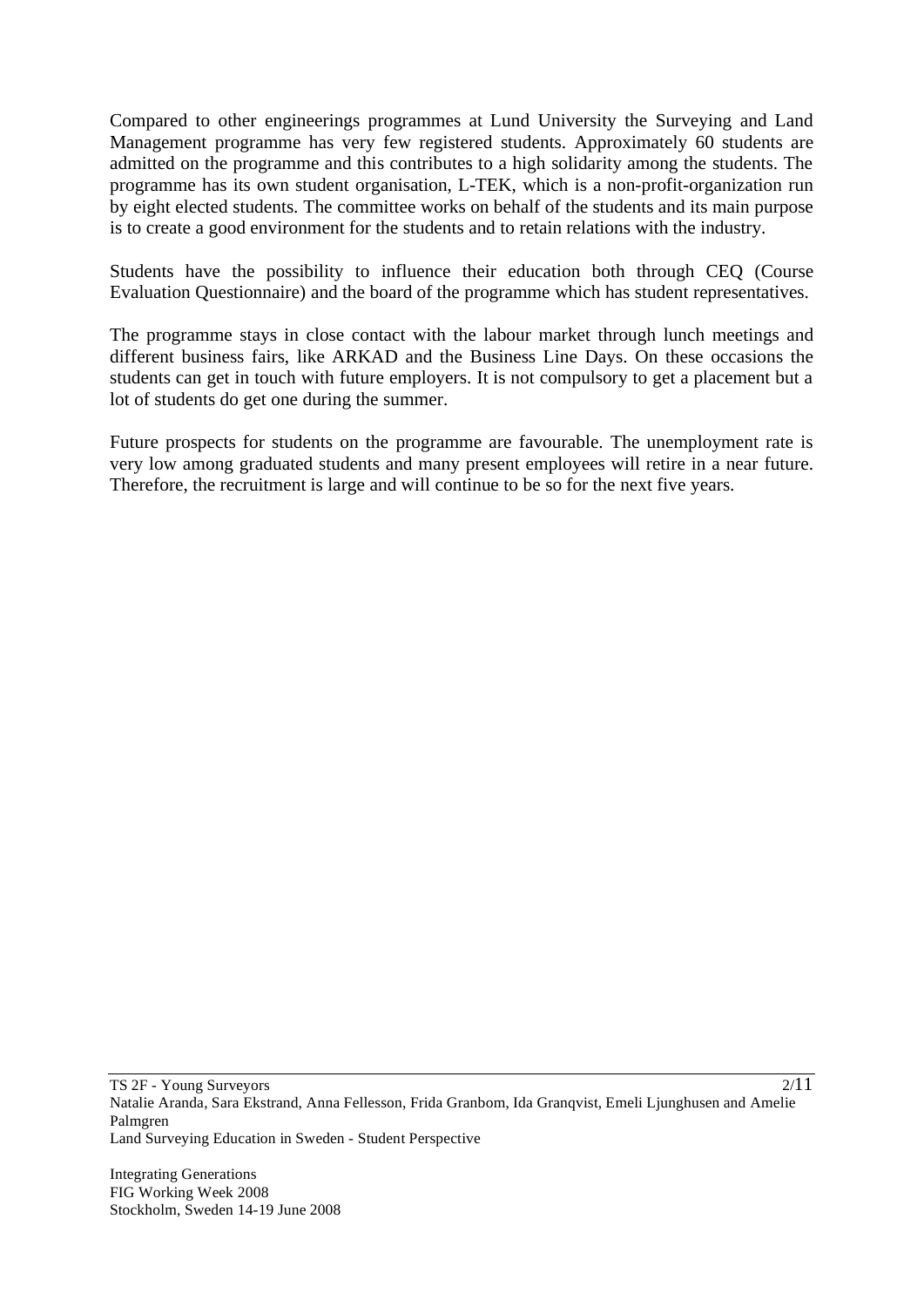Compared to other engineerings programmes at Lund University the Surveying and Land Management programme has very few registered students. Approximately 60 students are admitted on the programme and this contributes to a high solidarity among the students. The programme has its own student organisation, L-TEK, which is a non-profit-organization run by eight elected students. The committee works on behalf of the students and its main purpose is to create a good environment for the students and to retain relations with the industry.

Students have the possibility to influence their education both through CEQ (Course Evaluation Questionnaire) and the board of the programme which has student representatives.

The programme stays in close contact with the labour market through lunch meetings and different business fairs, like ARKAD and the Business Line Days. On these occasions the students can get in touch with future employers. It is not compulsory to get a placement but a lot of students do get one during the summer.

Future prospects for students on the programme are favourable. The unemployment rate is very low among graduated students and many present employees will retire in a near future. Therefore, the recruitment is large and will continue to be so for the next five years.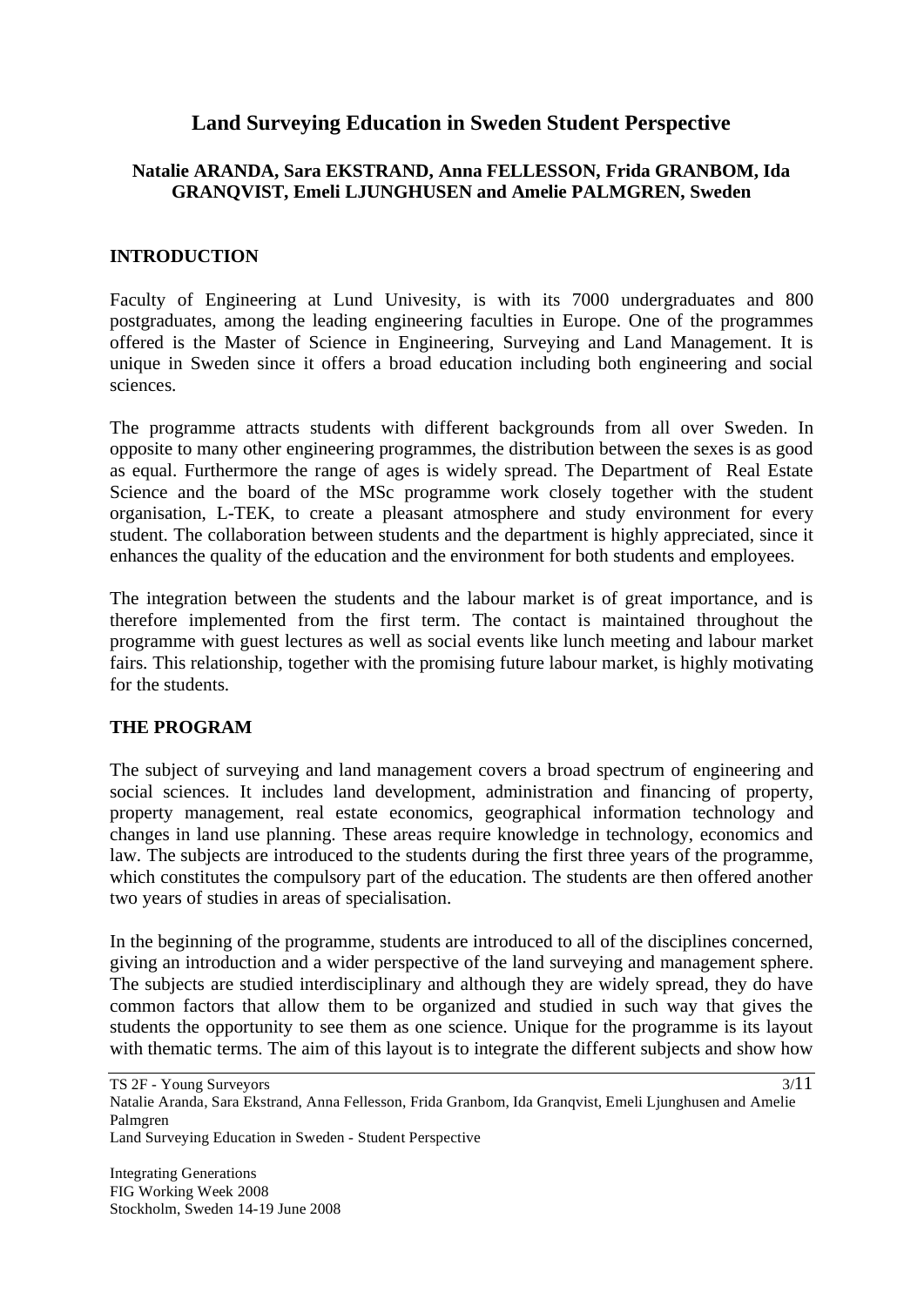# Land Surveying Education in Sweden Student Perspective

**Natalie ARANDA, Sara EKSTRAND, Anna FELLESSON, Frida GRANBOM, Ida GRANQVIST, Emeli LJUNGHUSEN and Amelie PALMGREN, Sweden**

## INTRODUCTION

Faculty of Engineering at Lund Univesity, is with its 7000 undergraduates and 800 postgraduates, among the leading engineering faculties in Europe. One of the programmes offered is the Master of Science in Engineering, Surveying and Land Management. It is unique in Sweden since it offers a broad education including both engineering and social sciences.

The programme attracts students with different backgrounds from all over Sweden. In opposite to many other engineering programmes, the distribution between the sexes is as good as equal. Furthermore the range of ages is widely spread. The Department of Real Estate Science and the board of the MSc programme work closely together with the student organisation, L-TEK, to create a pleasant atmosphere and study environment for every student. The collaboration between students and the department is highly appreciated, since it enhances the quality of the education and the environment for both students and employees.

The integration between the students and the labour market is of great importance, and is therefore implemented from the first term. The contact is maintained throughout the programme with guest lectures as well as social events like lunch meeting and labour market fairs. This relationship, together with the promising future labour market, is highly motivating for the students.

## THE PROGRAM

The subject of surveying and land management covers a broad spectrum of engineering and social sciences. It includes land development, administration and financing of property, property management, real estate economics, geographical information technology and changes in land use planning. These areas require knowledge in technology, economics and law. The subjects are introduced to the students during the first three years of the programme, which constitutes the compulsory part of the education. The students are then offered another two years of studies in areas of specialisation.

In the beginning of the programme, students are introduced to all of the disciplines concerned, giving an introduction and a wider perspective of the land surveying and management sphere. The subjects are studied interdisciplinary and although they are widely spread, they do have common factors that allow them to be organized and studied in such way that gives the students the opportunity to see them as one science. Unique for the programme is its layout with thematic terms. The aim of this layout is to integrate the different subjects and show how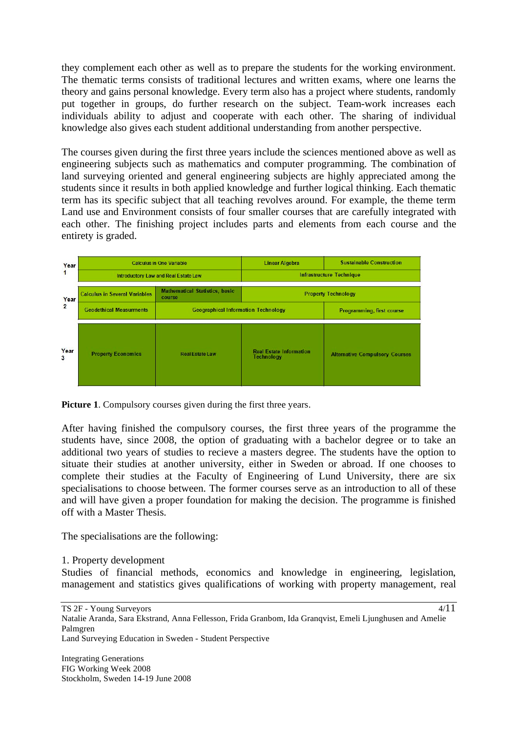they complement each other as well as to prepare the students for the working environment. The thematic terms consists of traditional lectures and written exams, where one learns the theory and gains personal knowledge. Every term also has a project where students, randomly put together in groups, do further research on the subject. Team-work increases each individuals ability to adjust and cooperate with each other. The sharing of individual knowledge also gives each student additional understanding from another perspective.

The courses given during the first three years include the sciences mentioned above as well as engineering subjects such as mathematics and computer programming. The combination of land surveying oriented and general engineering subjects are highly appreciated among the students since it results in both applied knowledge and further logical thinking. Each thematic term has its specific subject that all teaching revolves around. For example, the theme term Land use and Environment consists of four smaller courses that are carefully integrated with each other. The finishing project includes parts and elements from each course and the entirety is graded.

| Year | | | | |
|---|---|---|---|---|
| Year 1 | Calculus in One Variable | | Linear Algebra | Sustainable Construction |
| | Introductory Law and Real Estate Law | | Infrastructure Technique | |
| Year 2 | Calculus in Several Variables | Mathematical Statistics, basic course | Property Technology | |
| | Geodethical Measurments | Geographical Information Technology | | Programming, first course |
| Year 3 | Property Economics | Real Estate Law | Real Estate Information Technology | Alternative Compulsory Courses |

**Picture 1**. Compulsory courses given during the first three years.

After having finished the compulsory courses, the first three years of the programme the students have, since 2008, the option of graduating with a bachelor degree or to take an additional two years of studies to recieve a masters degree. The students have the option to situate their studies at another university, either in Sweden or abroad. If one chooses to complete their studies at the Faculty of Engineering of Lund University, there are six specialisations to choose between. The former courses serve as an introduction to all of these and will have given a proper foundation for making the decision. The programme is finished off with a Master Thesis.

The specialisations are the following:

1. Property development
Studies of financial methods, economics and knowledge in engineering, legislation, management and statistics gives qualifications of working with property management, real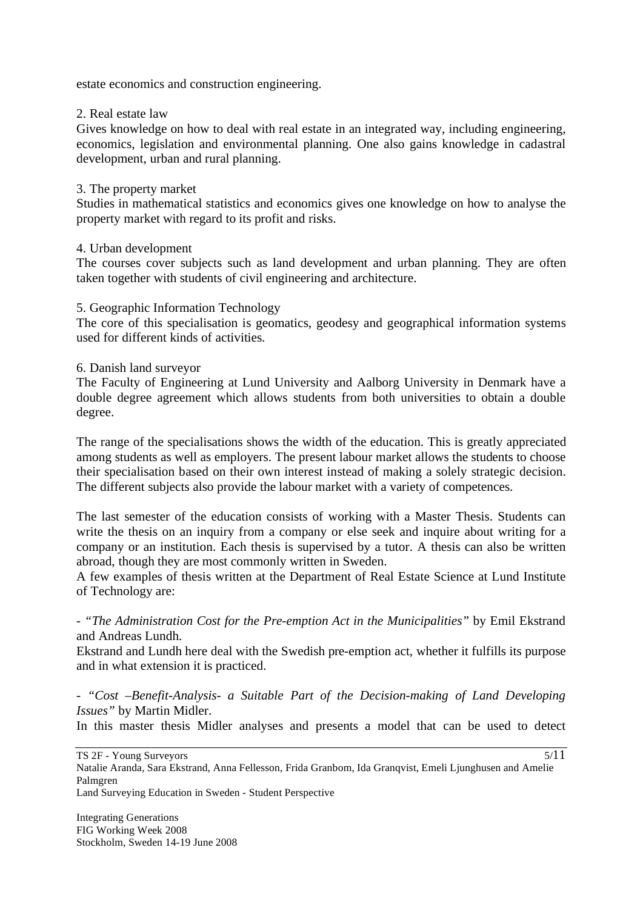estate economics and construction engineering.

2. Real estate law
Gives knowledge on how to deal with real estate in an integrated way, including engineering, economics, legislation and environmental planning. One also gains knowledge in cadastral development, urban and rural planning.

3. The property market
Studies in mathematical statistics and economics gives one knowledge on how to analyse the property market with regard to its profit and risks.

4. Urban development
The courses cover subjects such as land development and urban planning. They are often taken together with students of civil engineering and architecture.

5. Geographic Information Technology
The core of this specialisation is geomatics, geodesy and geographical information systems used for different kinds of activities.

6. Danish land surveyor
The Faculty of Engineering at Lund University and Aalborg University in Denmark have a double degree agreement which allows students from both universities to obtain a double degree.

The range of the specialisations shows the width of the education. This is greatly appreciated among students as well as employers. The present labour market allows the students to choose their specialisation based on their own interest instead of making a solely strategic decision. The different subjects also provide the labour market with a variety of competences.

The last semester of the education consists of working with a Master Thesis. Students can write the thesis on an inquiry from a company or else seek and inquire about writing for a company or an institution. Each thesis is supervised by a tutor. A thesis can also be written abroad, though they are most commonly written in Sweden.
A few examples of thesis written at the Department of Real Estate Science at Lund Institute of Technology are:

- *"The Administration Cost for the Pre-emption Act in the Municipalities"* by Emil Ekstrand and Andreas Lundh.
Ekstrand and Lundh here deal with the Swedish pre-emption act, whether it fulfills its purpose and in what extension it is practiced.

- *"Cost –Benefit-Analysis- a Suitable Part of the Decision-making of Land Developing Issues"* by Martin Midler.
In this master thesis Midler analyses and presents a model that can be used to detect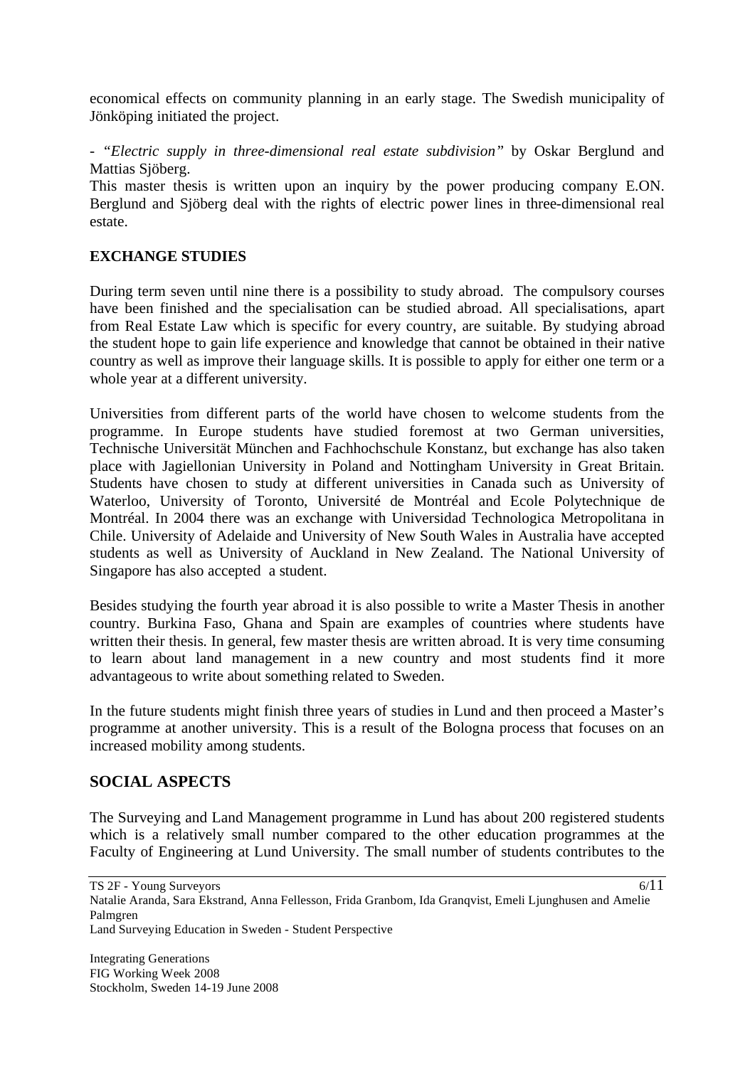economical effects on community planning in an early stage. The Swedish municipality of Jönköping initiated the project.

- *"Electric supply in three-dimensional real estate subdivision"* by Oskar Berglund and Mattias Sjöberg.

This master thesis is written upon an inquiry by the power producing company E.ON. Berglund and Sjöberg deal with the rights of electric power lines in three-dimensional real estate.

### EXCHANGE STUDIES

During term seven until nine there is a possibility to study abroad. The compulsory courses have been finished and the specialisation can be studied abroad. All specialisations, apart from Real Estate Law which is specific for every country, are suitable. By studying abroad the student hope to gain life experience and knowledge that cannot be obtained in their native country as well as improve their language skills. It is possible to apply for either one term or a whole year at a different university.

Universities from different parts of the world have chosen to welcome students from the programme. In Europe students have studied foremost at two German universities, Technische Universität München and Fachhochschule Konstanz, but exchange has also taken place with Jagiellonian University in Poland and Nottingham University in Great Britain. Students have chosen to study at different universities in Canada such as University of Waterloo, University of Toronto, Université de Montréal and Ecole Polytechnique de Montréal. In 2004 there was an exchange with Universidad Technologica Metropolitana in Chile. University of Adelaide and University of New South Wales in Australia have accepted students as well as University of Auckland in New Zealand. The National University of Singapore has also accepted a student.

Besides studying the fourth year abroad it is also possible to write a Master Thesis in another country. Burkina Faso, Ghana and Spain are examples of countries where students have written their thesis. In general, few master thesis are written abroad. It is very time consuming to learn about land management in a new country and most students find it more advantageous to write about something related to Sweden.

In the future students might finish three years of studies in Lund and then proceed a Master's programme at another university. This is a result of the Bologna process that focuses on an increased mobility among students.

## SOCIAL ASPECTS

The Surveying and Land Management programme in Lund has about 200 registered students which is a relatively small number compared to the other education programmes at the Faculty of Engineering at Lund University. The small number of students contributes to the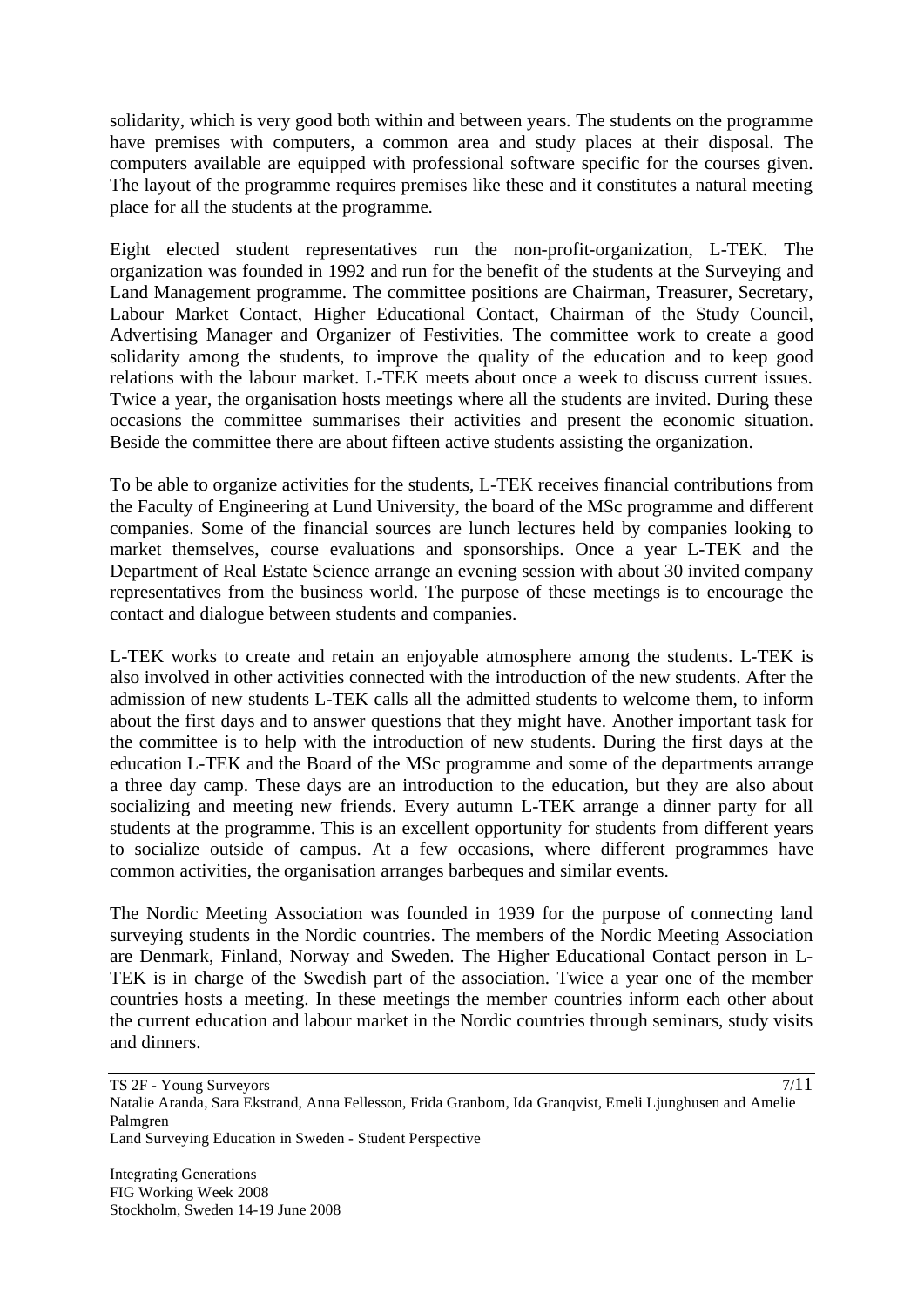solidarity, which is very good both within and between years. The students on the programme have premises with computers, a common area and study places at their disposal. The computers available are equipped with professional software specific for the courses given. The layout of the programme requires premises like these and it constitutes a natural meeting place for all the students at the programme.

Eight elected student representatives run the non-profit-organization, L-TEK. The organization was founded in 1992 and run for the benefit of the students at the Surveying and Land Management programme. The committee positions are Chairman, Treasurer, Secretary, Labour Market Contact, Higher Educational Contact, Chairman of the Study Council, Advertising Manager and Organizer of Festivities. The committee work to create a good solidarity among the students, to improve the quality of the education and to keep good relations with the labour market. L-TEK meets about once a week to discuss current issues. Twice a year, the organisation hosts meetings where all the students are invited. During these occasions the committee summarises their activities and present the economic situation. Beside the committee there are about fifteen active students assisting the organization.

To be able to organize activities for the students, L-TEK receives financial contributions from the Faculty of Engineering at Lund University, the board of the MSc programme and different companies. Some of the financial sources are lunch lectures held by companies looking to market themselves, course evaluations and sponsorships. Once a year L-TEK and the Department of Real Estate Science arrange an evening session with about 30 invited company representatives from the business world. The purpose of these meetings is to encourage the contact and dialogue between students and companies.

L-TEK works to create and retain an enjoyable atmosphere among the students. L-TEK is also involved in other activities connected with the introduction of the new students. After the admission of new students L-TEK calls all the admitted students to welcome them, to inform about the first days and to answer questions that they might have. Another important task for the committee is to help with the introduction of new students. During the first days at the education L-TEK and the Board of the MSc programme and some of the departments arrange a three day camp. These days are an introduction to the education, but they are also about socializing and meeting new friends. Every autumn L-TEK arrange a dinner party for all students at the programme. This is an excellent opportunity for students from different years to socialize outside of campus. At a few occasions, where different programmes have common activities, the organisation arranges barbeques and similar events.

The Nordic Meeting Association was founded in 1939 for the purpose of connecting land surveying students in the Nordic countries. The members of the Nordic Meeting Association are Denmark, Finland, Norway and Sweden. The Higher Educational Contact person in L-TEK is in charge of the Swedish part of the association. Twice a year one of the member countries hosts a meeting. In these meetings the member countries inform each other about the current education and labour market in the Nordic countries through seminars, study visits and dinners.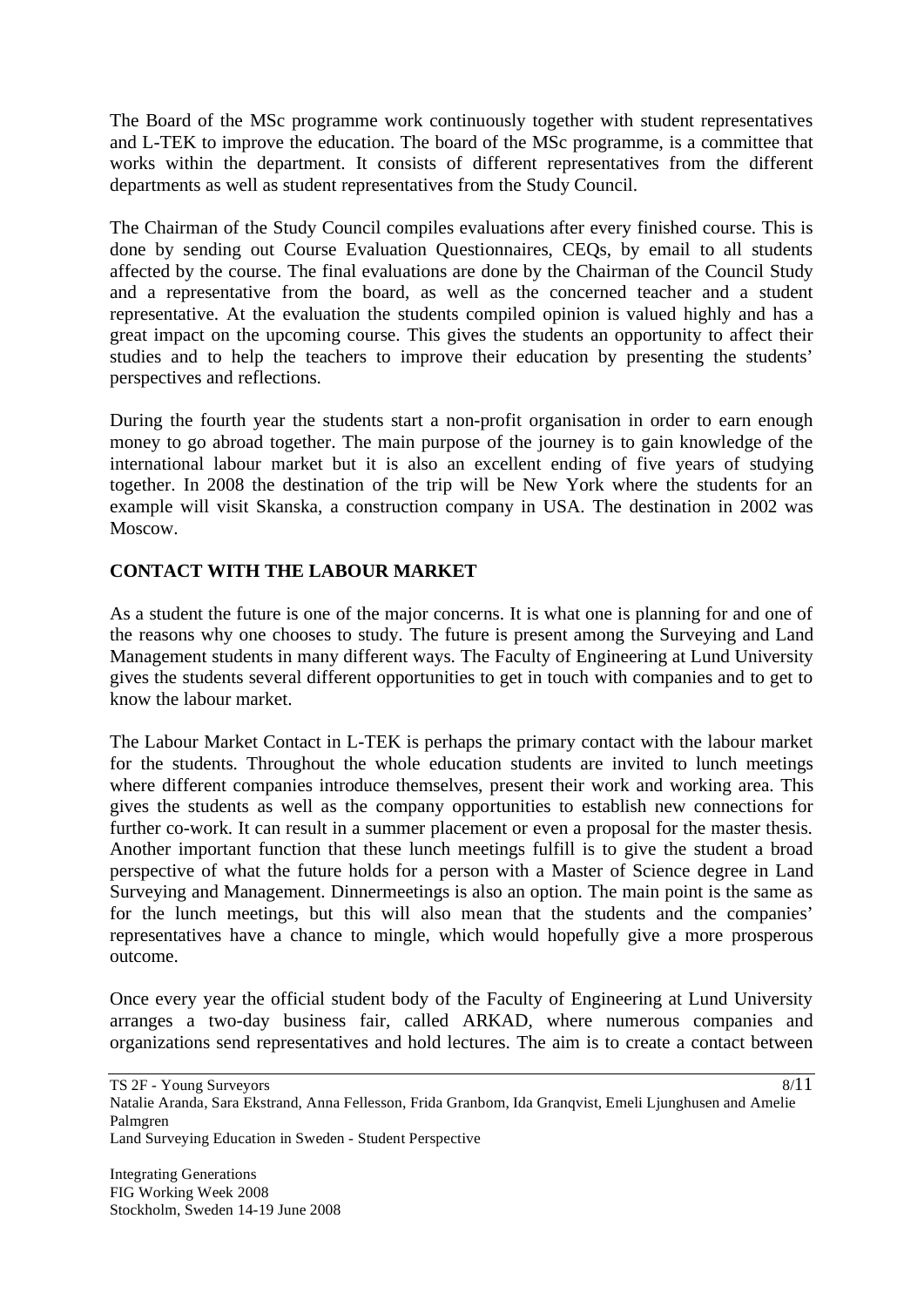The Board of the MSc programme work continuously together with student representatives and L-TEK to improve the education. The board of the MSc programme, is a committee that works within the department. It consists of different representatives from the different departments as well as student representatives from the Study Council.

The Chairman of the Study Council compiles evaluations after every finished course. This is done by sending out Course Evaluation Questionnaires, CEQs, by email to all students affected by the course. The final evaluations are done by the Chairman of the Council Study and a representative from the board, as well as the concerned teacher and a student representative. At the evaluation the students compiled opinion is valued highly and has a great impact on the upcoming course. This gives the students an opportunity to affect their studies and to help the teachers to improve their education by presenting the students' perspectives and reflections.

During the fourth year the students start a non-profit organisation in order to earn enough money to go abroad together. The main purpose of the journey is to gain knowledge of the international labour market but it is also an excellent ending of five years of studying together. In 2008 the destination of the trip will be New York where the students for an example will visit Skanska, a construction company in USA. The destination in 2002 was Moscow.

## CONTACT WITH THE LABOUR MARKET

As a student the future is one of the major concerns. It is what one is planning for and one of the reasons why one chooses to study. The future is present among the Surveying and Land Management students in many different ways. The Faculty of Engineering at Lund University gives the students several different opportunities to get in touch with companies and to get to know the labour market.

The Labour Market Contact in L-TEK is perhaps the primary contact with the labour market for the students. Throughout the whole education students are invited to lunch meetings where different companies introduce themselves, present their work and working area. This gives the students as well as the company opportunities to establish new connections for further co-work. It can result in a summer placement or even a proposal for the master thesis. Another important function that these lunch meetings fulfill is to give the student a broad perspective of what the future holds for a person with a Master of Science degree in Land Surveying and Management. Dinnermeetings is also an option. The main point is the same as for the lunch meetings, but this will also mean that the students and the companies' representatives have a chance to mingle, which would hopefully give a more prosperous outcome.

Once every year the official student body of the Faculty of Engineering at Lund University arranges a two-day business fair, called ARKAD, where numerous companies and organizations send representatives and hold lectures. The aim is to create a contact between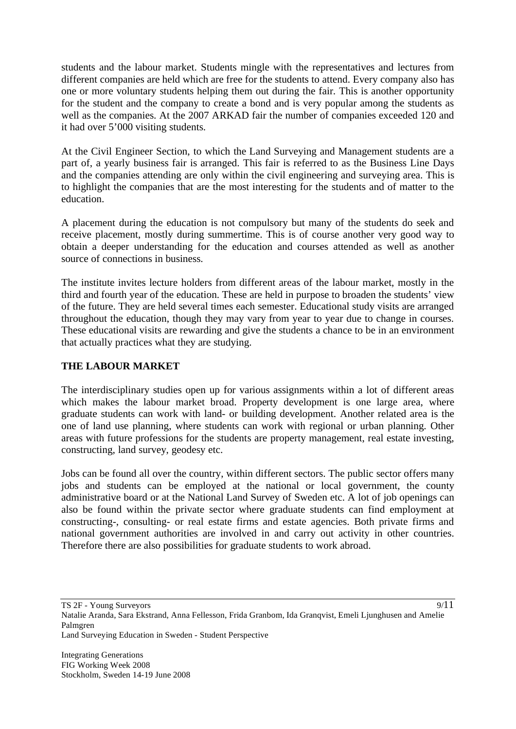students and the labour market. Students mingle with the representatives and lectures from different companies are held which are free for the students to attend. Every company also has one or more voluntary students helping them out during the fair. This is another opportunity for the student and the company to create a bond and is very popular among the students as well as the companies. At the 2007 ARKAD fair the number of companies exceeded 120 and it had over 5'000 visiting students.

At the Civil Engineer Section, to which the Land Surveying and Management students are a part of, a yearly business fair is arranged. This fair is referred to as the Business Line Days and the companies attending are only within the civil engineering and surveying area. This is to highlight the companies that are the most interesting for the students and of matter to the education.

A placement during the education is not compulsory but many of the students do seek and receive placement, mostly during summertime. This is of course another very good way to obtain a deeper understanding for the education and courses attended as well as another source of connections in business.

The institute invites lecture holders from different areas of the labour market, mostly in the third and fourth year of the education. These are held in purpose to broaden the students' view of the future. They are held several times each semester. Educational study visits are arranged throughout the education, though they may vary from year to year due to change in courses. These educational visits are rewarding and give the students a chance to be in an environment that actually practices what they are studying.

## THE LABOUR MARKET

The interdisciplinary studies open up for various assignments within a lot of different areas which makes the labour market broad. Property development is one large area, where graduate students can work with land- or building development. Another related area is the one of land use planning, where students can work with regional or urban planning. Other areas with future professions for the students are property management, real estate investing, constructing, land survey, geodesy etc.

Jobs can be found all over the country, within different sectors. The public sector offers many jobs and students can be employed at the national or local government, the county administrative board or at the National Land Survey of Sweden etc. A lot of job openings can also be found within the private sector where graduate students can find employment at constructing-, consulting- or real estate firms and estate agencies. Both private firms and national government authorities are involved in and carry out activity in other countries. Therefore there are also possibilities for graduate students to work abroad.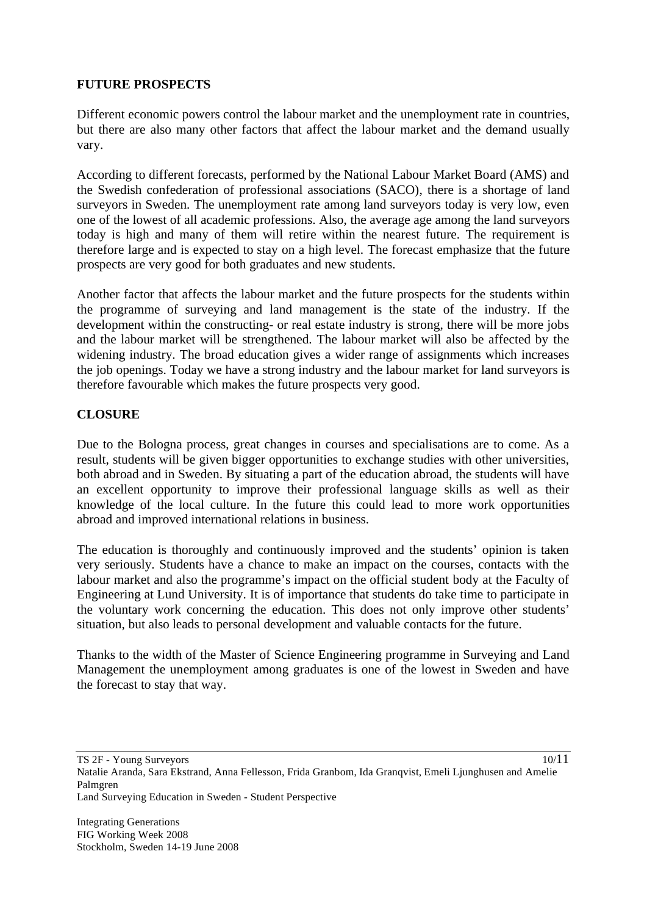## FUTURE PROSPECTS

Different economic powers control the labour market and the unemployment rate in countries, but there are also many other factors that affect the labour market and the demand usually vary.

According to different forecasts, performed by the National Labour Market Board (AMS) and the Swedish confederation of professional associations (SACO), there is a shortage of land surveyors in Sweden. The unemployment rate among land surveyors today is very low, even one of the lowest of all academic professions. Also, the average age among the land surveyors today is high and many of them will retire within the nearest future. The requirement is therefore large and is expected to stay on a high level. The forecast emphasize that the future prospects are very good for both graduates and new students.

Another factor that affects the labour market and the future prospects for the students within the programme of surveying and land management is the state of the industry. If the development within the constructing- or real estate industry is strong, there will be more jobs and the labour market will be strengthened. The labour market will also be affected by the widening industry. The broad education gives a wider range of assignments which increases the job openings. Today we have a strong industry and the labour market for land surveyors is therefore favourable which makes the future prospects very good.

## CLOSURE

Due to the Bologna process, great changes in courses and specialisations are to come. As a result, students will be given bigger opportunities to exchange studies with other universities, both abroad and in Sweden. By situating a part of the education abroad, the students will have an excellent opportunity to improve their professional language skills as well as their knowledge of the local culture. In the future this could lead to more work opportunities abroad and improved international relations in business.

The education is thoroughly and continuously improved and the students' opinion is taken very seriously. Students have a chance to make an impact on the courses, contacts with the labour market and also the programme's impact on the official student body at the Faculty of Engineering at Lund University. It is of importance that students do take time to participate in the voluntary work concerning the education. This does not only improve other students' situation, but also leads to personal development and valuable contacts for the future.

Thanks to the width of the Master of Science Engineering programme in Surveying and Land Management the unemployment among graduates is one of the lowest in Sweden and have the forecast to stay that way.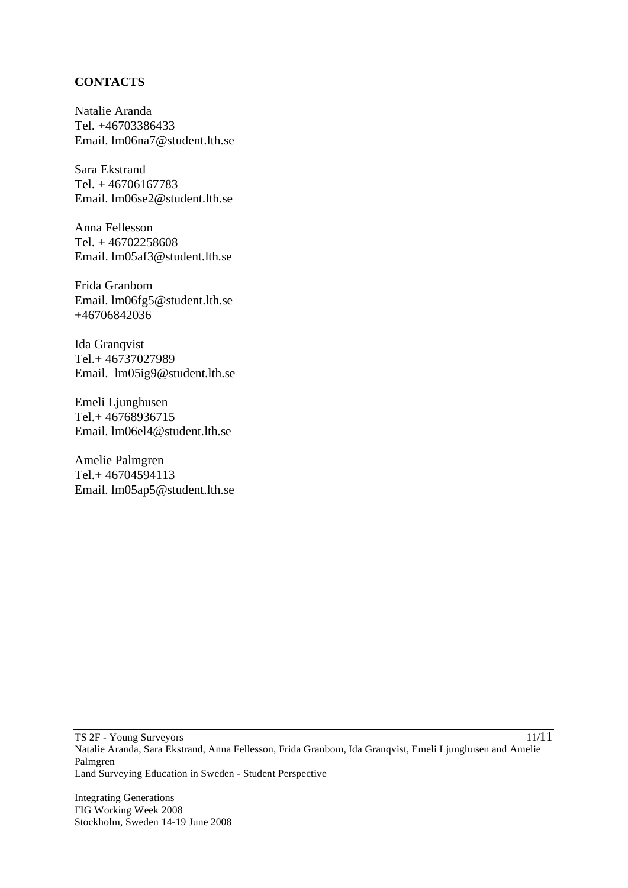**CONTACTS**

Natalie Aranda
Tel. +46703386433
Email. lm06na7@student.lth.se

Sara Ekstrand
Tel. + 46706167783
Email. lm06se2@student.lth.se

Anna Fellesson
Tel. + 46702258608
Email. lm05af3@student.lth.se

Frida Granbom
Email. lm06fg5@student.lth.se
+46706842036

Ida Granqvist
Tel.+ 46737027989
Email. lm05ig9@student.lth.se

Emeli Ljunghusen
Tel.+ 46768936715
Email. lm06el4@student.lth.se

Amelie Palmgren
Tel.+ 46704594113
Email. lm05ap5@student.lth.se